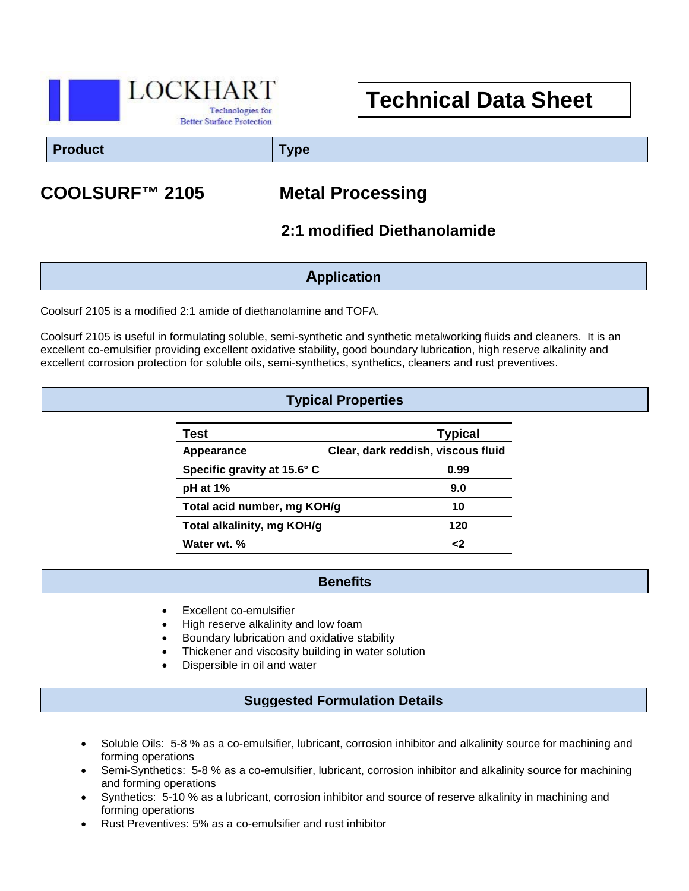LOCKHART

Technologies for Better Surface Protection

# Technical Data Sheet

| Product | Type |
|---|---|

## COOLSURF™ 2105

## Metal Processing

### 2:1 modified Diethanolamide

## Application

Coolsurf 2105 is a modified 2:1 amide of diethanolamine and TOFA.

Coolsurf 2105 is useful in formulating soluble, semi-synthetic and synthetic metalworking fluids and cleaners. It is an excellent co-emulsifier providing excellent oxidative stability, good boundary lubrication, high reserve alkalinity and excellent corrosion protection for soluble oils, semi-synthetics, synthetics, cleaners and rust preventives.

## Typical Properties

| Test | Typical |
|---|---|
| Appearance | Clear, dark reddish, viscous fluid |
| Specific gravity at 15.6° C | 0.99 |
| pH at 1% | 9.0 |
| Total acid number, mg KOH/g | 10 |
| Total alkalinity, mg KOH/g | 120 |
| Water wt. % | <2 |

## Benefits

- Excellent co-emulsifier
- High reserve alkalinity and low foam
- Boundary lubrication and oxidative stability
- Thickener and viscosity building in water solution
- Dispersible in oil and water

## Suggested Formulation Details

- Soluble Oils: 5-8 % as a co-emulsifier, lubricant, corrosion inhibitor and alkalinity source for machining and forming operations
- Semi-Synthetics: 5-8 % as a co-emulsifier, lubricant, corrosion inhibitor and alkalinity source for machining and forming operations
- Synthetics: 5-10 % as a lubricant, corrosion inhibitor and source of reserve alkalinity in machining and forming operations
- Rust Preventives: 5% as a co-emulsifier and rust inhibitor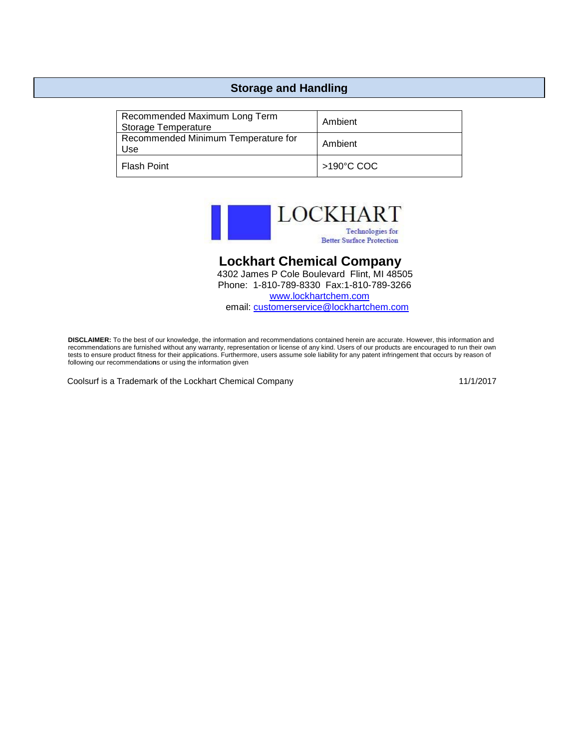## Storage and Handling

| | |
|---|---|
| Recommended Maximum Long Term Storage Temperature | Ambient |
| Recommended Minimum Temperature for Use | Ambient |
| Flash Point | >190°C COC |

LOCKHART

Technologies for Better Surface Protection

**Lockhart Chemical Company**

4302 James P Cole Boulevard Flint, MI 48505

Phone: 1-810-789-8330 Fax:1-810-789-3266

www.lockhartchem.com

email: customerservice@lockhartchem.com

**DISCLAIMER:** To the best of our knowledge, the information and recommendations contained herein are accurate. However, this information and recommendations are furnished without any warranty, representation or license of any kind. Users of our products are encouraged to run their own tests to ensure product fitness for their applications. Furthermore, users assume sole liability for any patent infringement that occurs by reason of following our recommendations or using the information given

Coolsurf is a Trademark of the Lockhart Chemical Company

11/1/2017